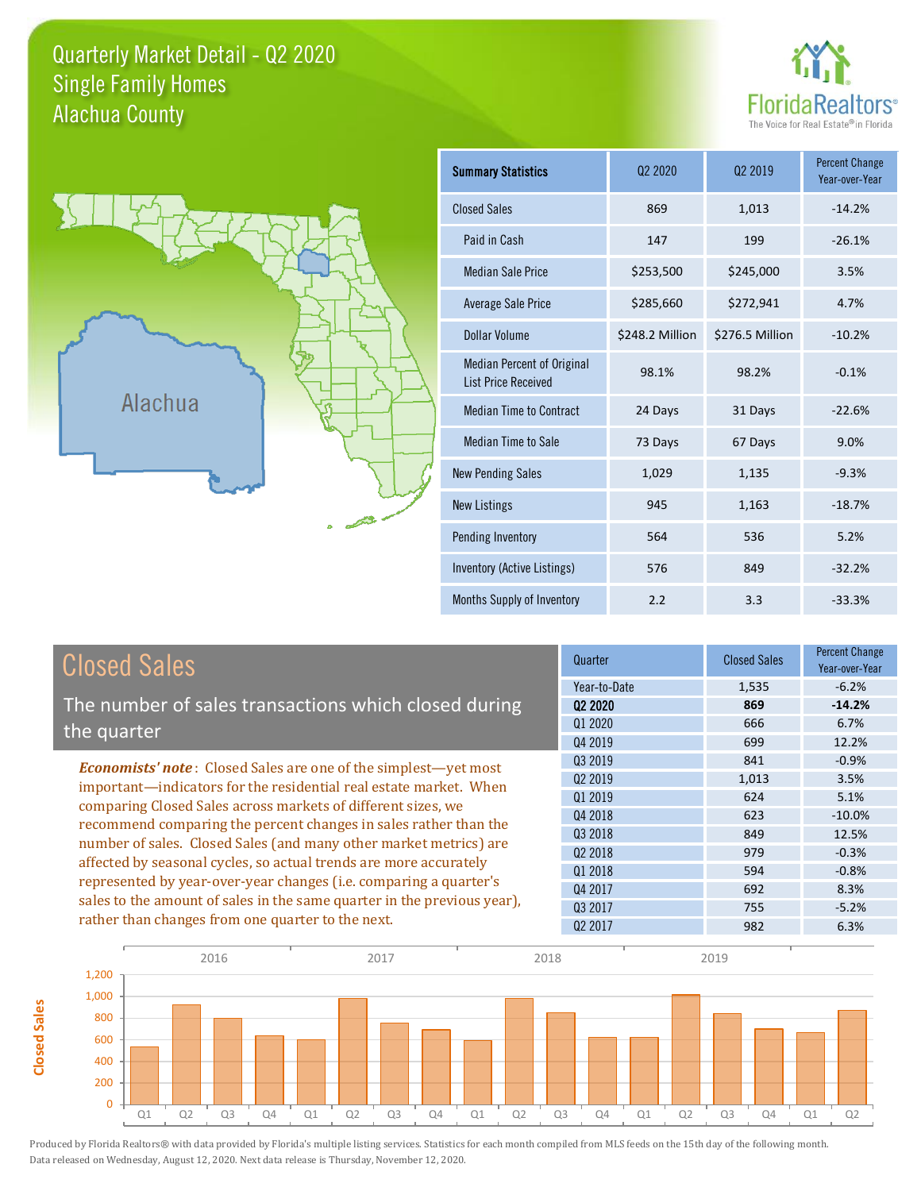# Quarterly Market Detail - Q2 2020
## Single Family Homes
## Alachua County

FloridaRealtors® The Voice for Real Estate® in Florida

| Summary Statistics | Q2 2020 | Q2 2019 | Percent Change Year-over-Year |
|---|---|---|---|
| Closed Sales | 869 | 1,013 | -14.2% |
| Paid in Cash | 147 | 199 | -26.1% |
| Median Sale Price | $253,500 | $245,000 | 3.5% |
| Average Sale Price | $285,660 | $272,941 | 4.7% |
| Dollar Volume | $248.2 Million | $276.5 Million | -10.2% |
| Median Percent of Original List Price Received | 98.1% | 98.2% | -0.1% |
| Median Time to Contract | 24 Days | 31 Days | -22.6% |
| Median Time to Sale | 73 Days | 67 Days | 9.0% |
| New Pending Sales | 1,029 | 1,135 | -9.3% |
| New Listings | 945 | 1,163 | -18.7% |
| Pending Inventory | 564 | 536 | 5.2% |
| Inventory (Active Listings) | 576 | 849 | -32.2% |
| Months Supply of Inventory | 2.2 | 3.3 | -33.3% |

## Closed Sales

The number of sales transactions which closed during the quarter

***Economists' note***: Closed Sales are one of the simplest—yet most important—indicators for the residential real estate market. When comparing Closed Sales across markets of different sizes, we recommend comparing the percent changes in sales rather than the number of sales. Closed Sales (and many other market metrics) are affected by seasonal cycles, so actual trends are more accurately represented by year-over-year changes (i.e. comparing a quarter's sales to the amount of sales in the same quarter in the previous year), rather than changes from one quarter to the next.

| Quarter | Closed Sales | Percent Change Year-over-Year |
|---|---|---|
| Year-to-Date | 1,535 | -6.2% |
| **Q2 2020** | **869** | **-14.2%** |
| Q1 2020 | 666 | 6.7% |
| Q4 2019 | 699 | 12.2% |
| Q3 2019 | 841 | -0.9% |
| Q2 2019 | 1,013 | 3.5% |
| Q1 2019 | 624 | 5.1% |
| Q4 2018 | 623 | -10.0% |
| Q3 2018 | 849 | 12.5% |
| Q2 2018 | 979 | -0.3% |
| Q1 2018 | 594 | -0.8% |
| Q4 2017 | 692 | 8.3% |
| Q3 2017 | 755 | -5.2% |
| Q2 2017 | 982 | 6.3% |

Produced by Florida Realtors® with data provided by Florida's multiple listing services. Statistics for each month compiled from MLS feeds on the 15th day of the following month. Data released on Wednesday, August 12, 2020. Next data release is Thursday, November 12, 2020.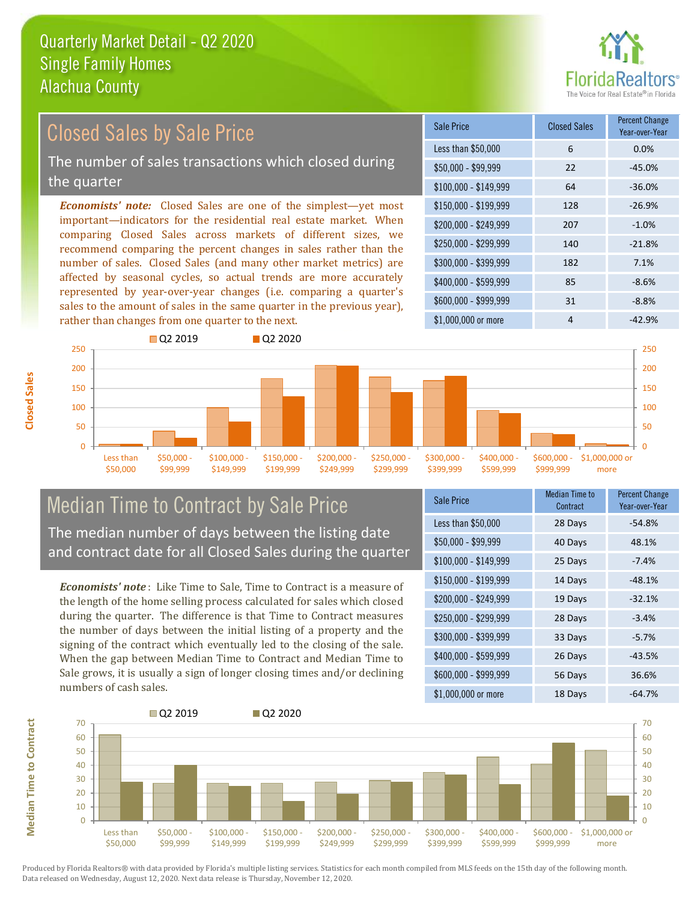# Quarterly Market Detail - Q2 2020
## Single Family Homes
## Alachua County

## Closed Sales by Sale Price

The number of sales transactions which closed during the quarter

*Economists' note:* Closed Sales are one of the simplest—yet most important—indicators for the residential real estate market. When comparing Closed Sales across markets of different sizes, we recommend comparing the percent changes in sales rather than the number of sales. Closed Sales (and many other market metrics) are affected by seasonal cycles, so actual trends are more accurately represented by year-over-year changes (i.e. comparing a quarter's sales to the amount of sales in the same quarter in the previous year), rather than changes from one quarter to the next.

| Sale Price | Closed Sales | Percent Change Year-over-Year |
|---|---|---|
| Less than $50,000 | 6 | 0.0% |
| $50,000 - $99,999 | 22 | -45.0% |
| $100,000 - $149,999 | 64 | -36.0% |
| $150,000 - $199,999 | 128 | -26.9% |
| $200,000 - $249,999 | 207 | -1.0% |
| $250,000 - $299,999 | 140 | -21.8% |
| $300,000 - $399,999 | 182 | 7.1% |
| $400,000 - $599,999 | 85 | -8.6% |
| $600,000 - $999,999 | 31 | -8.8% |
| $1,000,000 or more | 4 | -42.9% |

## Median Time to Contract by Sale Price

The median number of days between the listing date and contract date for all Closed Sales during the quarter

*Economists' note*: Like Time to Sale, Time to Contract is a measure of the length of the home selling process calculated for sales which closed during the quarter. The difference is that Time to Contract measures the number of days between the initial listing of a property and the signing of the contract which eventually led to the closing of the sale. When the gap between Median Time to Contract and Median Time to Sale grows, it is usually a sign of longer closing times and/or declining numbers of cash sales.

| Sale Price | Median Time to Contract | Percent Change Year-over-Year |
|---|---|---|
| Less than $50,000 | 28 Days | -54.8% |
| $50,000 - $99,999 | 40 Days | 48.1% |
| $100,000 - $149,999 | 25 Days | -7.4% |
| $150,000 - $199,999 | 14 Days | -48.1% |
| $200,000 - $249,999 | 19 Days | -32.1% |
| $250,000 - $299,999 | 28 Days | -3.4% |
| $300,000 - $399,999 | 33 Days | -5.7% |
| $400,000 - $599,999 | 26 Days | -43.5% |
| $600,000 - $999,999 | 56 Days | 36.6% |
| $1,000,000 or more | 18 Days | -64.7% |

Produced by Florida Realtors® with data provided by Florida's multiple listing services. Statistics for each month compiled from MLS feeds on the 15th day of the following month. Data released on Wednesday, August 12, 2020. Next data release is Thursday, November 12, 2020.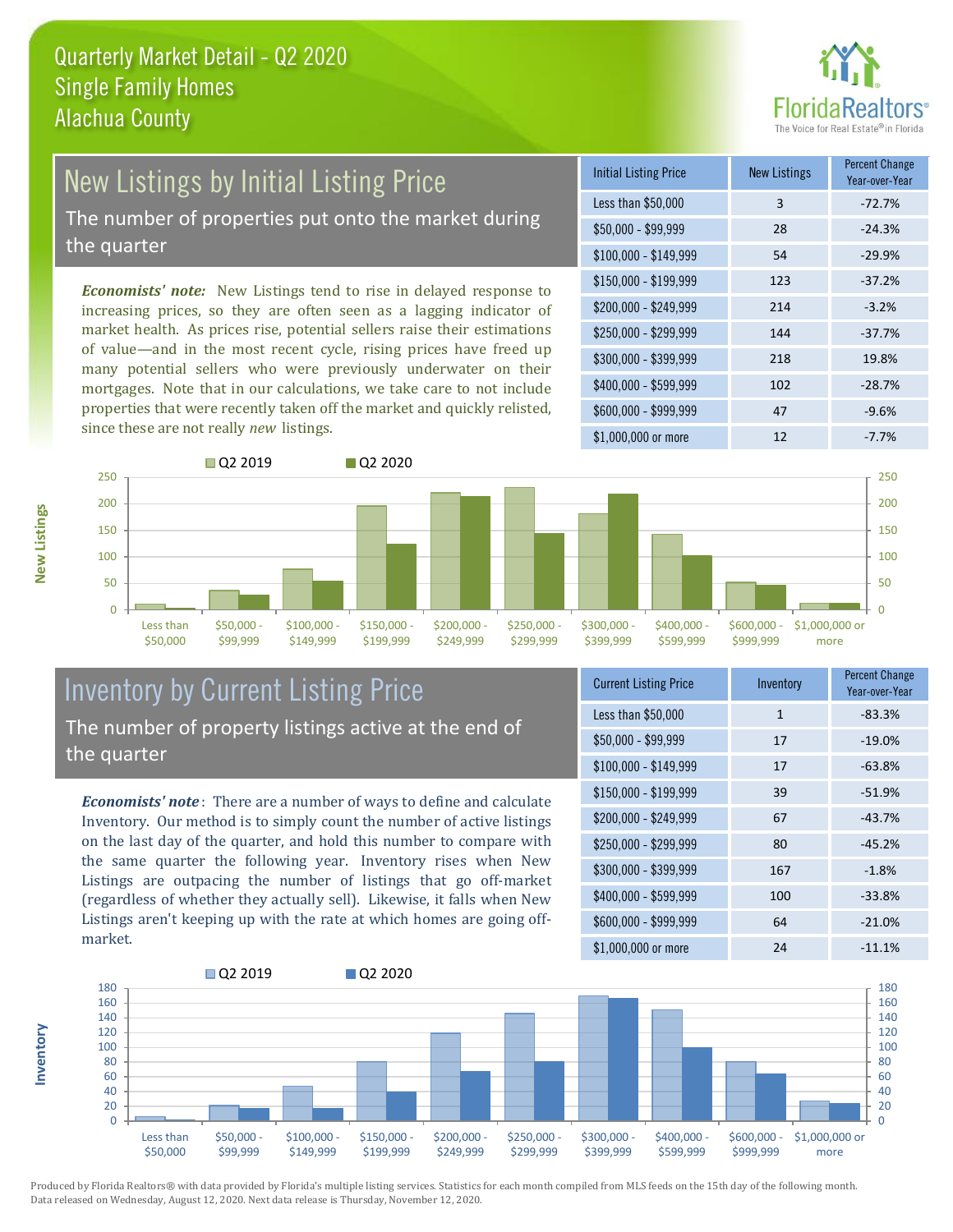# Quarterly Market Detail - Q2 2020
## Single Family Homes
## Alachua County

## New Listings by Initial Listing Price

The number of properties put onto the market during the quarter

*Economists' note:* New Listings tend to rise in delayed response to increasing prices, so they are often seen as a lagging indicator of market health. As prices rise, potential sellers raise their estimations of value—and in the most recent cycle, rising prices have freed up many potential sellers who were previously underwater on their mortgages. Note that in our calculations, we take care to not include properties that were recently taken off the market and quickly relisted, since these are not really *new* listings.

| Initial Listing Price | New Listings | Percent Change Year-over-Year |
|---|---|---|
| Less than $50,000 | 3 | -72.7% |
| $50,000 - $99,999 | 28 | -24.3% |
| $100,000 - $149,999 | 54 | -29.9% |
| $150,000 - $199,999 | 123 | -37.2% |
| $200,000 - $249,999 | 214 | -3.2% |
| $250,000 - $299,999 | 144 | -37.7% |
| $300,000 - $399,999 | 218 | 19.8% |
| $400,000 - $599,999 | 102 | -28.7% |
| $600,000 - $999,999 | 47 | -9.6% |
| $1,000,000 or more | 12 | -7.7% |

## Inventory by Current Listing Price

The number of property listings active at the end of the quarter

*Economists' note*: There are a number of ways to define and calculate Inventory. Our method is to simply count the number of active listings on the last day of the quarter, and hold this number to compare with the same quarter the following year. Inventory rises when New Listings are outpacing the number of listings that go off-market (regardless of whether they actually sell). Likewise, it falls when New Listings aren't keeping up with the rate at which homes are going off-market.

| Current Listing Price | Inventory | Percent Change Year-over-Year |
|---|---|---|
| Less than $50,000 | 1 | -83.3% |
| $50,000 - $99,999 | 17 | -19.0% |
| $100,000 - $149,999 | 17 | -63.8% |
| $150,000 - $199,999 | 39 | -51.9% |
| $200,000 - $249,999 | 67 | -43.7% |
| $250,000 - $299,999 | 80 | -45.2% |
| $300,000 - $399,999 | 167 | -1.8% |
| $400,000 - $599,999 | 100 | -33.8% |
| $600,000 - $999,999 | 64 | -21.0% |
| $1,000,000 or more | 24 | -11.1% |

Produced by Florida Realtors® with data provided by Florida's multiple listing services. Statistics for each month compiled from MLS feeds on the 15th day of the following month. Data released on Wednesday, August 12, 2020. Next data release is Thursday, November 12, 2020.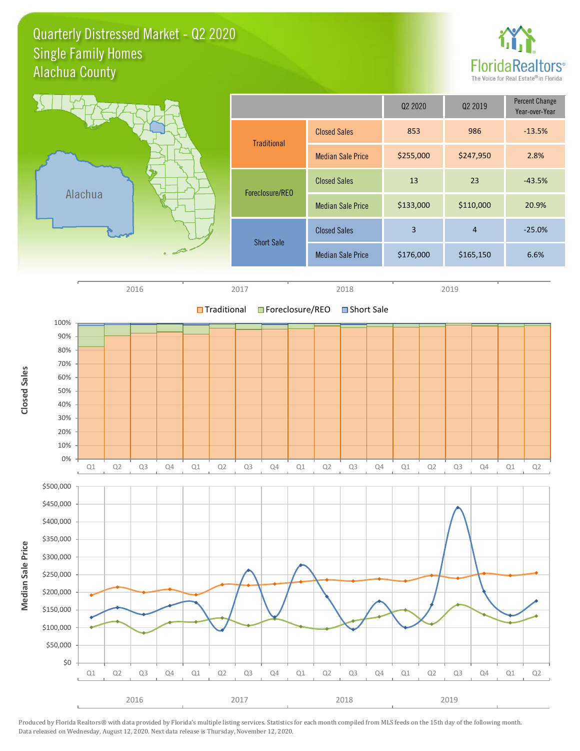# Quarterly Distressed Market - Q2 2020
## Single Family Homes
## Alachua County

| | | Q2 2020 | Q2 2019 | Percent Change Year-over-Year |
|---|---|---|---|---|
| Traditional | Closed Sales | 853 | 986 | -13.5% |
| | Median Sale Price | $255,000 | $247,950 | 2.8% |
| Foreclosure/REO | Closed Sales | 13 | 23 | -43.5% |
| | Median Sale Price | $133,000 | $110,000 | 20.9% |
| Short Sale | Closed Sales | 3 | 4 | -25.0% |
| | Median Sale Price | $176,000 | $165,150 | 6.6% |

Produced by Florida Realtors® with data provided by Florida's multiple listing services. Statistics for each month compiled from MLS feeds on the 15th day of the following month. Data released on Wednesday, August 12, 2020. Next data release is Thursday, November 12, 2020.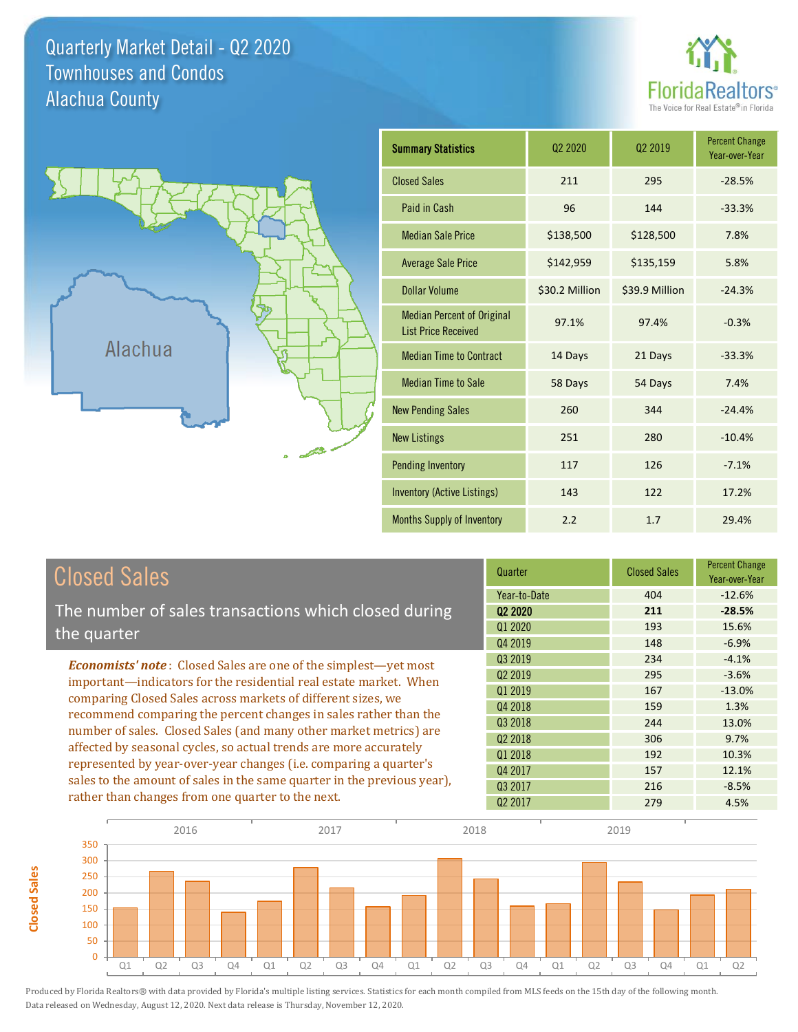# Quarterly Market Detail - Q2 2020
## Townhouses and Condos
## Alachua County

FloridaRealtors® The Voice for Real Estate® in Florida

Alachua

| Summary Statistics | Q2 2020 | Q2 2019 | Percent Change Year-over-Year |
|---|---|---|---|
| Closed Sales | 211 | 295 | -28.5% |
| Paid in Cash | 96 | 144 | -33.3% |
| Median Sale Price | $138,500 | $128,500 | 7.8% |
| Average Sale Price | $142,959 | $135,159 | 5.8% |
| Dollar Volume | $30.2 Million | $39.9 Million | -24.3% |
| Median Percent of Original List Price Received | 97.1% | 97.4% | -0.3% |
| Median Time to Contract | 14 Days | 21 Days | -33.3% |
| Median Time to Sale | 58 Days | 54 Days | 7.4% |
| New Pending Sales | 260 | 344 | -24.4% |
| New Listings | 251 | 280 | -10.4% |
| Pending Inventory | 117 | 126 | -7.1% |
| Inventory (Active Listings) | 143 | 122 | 17.2% |
| Months Supply of Inventory | 2.2 | 1.7 | 29.4% |

## Closed Sales

The number of sales transactions which closed during the quarter

***Economists' note***: Closed Sales are one of the simplest—yet most important—indicators for the residential real estate market. When comparing Closed Sales across markets of different sizes, we recommend comparing the percent changes in sales rather than the number of sales. Closed Sales (and many other market metrics) are affected by seasonal cycles, so actual trends are more accurately represented by year-over-year changes (i.e. comparing a quarter's sales to the amount of sales in the same quarter in the previous year), rather than changes from one quarter to the next.

| Quarter | Closed Sales | Percent Change Year-over-Year |
|---|---|---|
| Year-to-Date | 404 | -12.6% |
| **Q2 2020** | **211** | **-28.5%** |
| Q1 2020 | 193 | 15.6% |
| Q4 2019 | 148 | -6.9% |
| Q3 2019 | 234 | -4.1% |
| Q2 2019 | 295 | -3.6% |
| Q1 2019 | 167 | -13.0% |
| Q4 2018 | 159 | 1.3% |
| Q3 2018 | 244 | 13.0% |
| Q2 2018 | 306 | 9.7% |
| Q1 2018 | 192 | 10.3% |
| Q4 2017 | 157 | 12.1% |
| Q3 2017 | 216 | -8.5% |
| Q2 2017 | 279 | 4.5% |

Produced by Florida Realtors® with data provided by Florida's multiple listing services. Statistics for each month compiled from MLS feeds on the 15th day of the following month. Data released on Wednesday, August 12, 2020. Next data release is Thursday, November 12, 2020.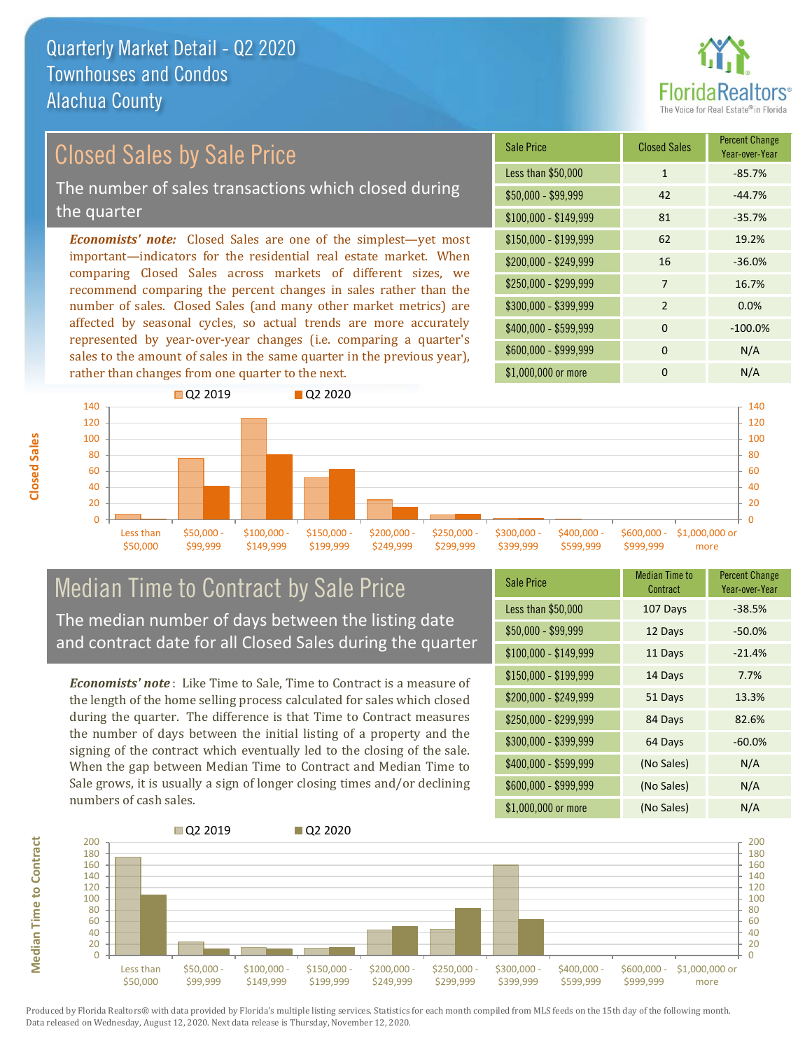# Quarterly Market Detail - Q2 2020
## Townhouses and Condos
## Alachua County

## Closed Sales by Sale Price

The number of sales transactions which closed during the quarter

***Economists' note:*** Closed Sales are one of the simplest—yet most important—indicators for the residential real estate market. When comparing Closed Sales across markets of different sizes, we recommend comparing the percent changes in sales rather than the number of sales. Closed Sales (and many other market metrics) are affected by seasonal cycles, so actual trends are more accurately represented by year-over-year changes (i.e. comparing a quarter's sales to the amount of sales in the same quarter in the previous year), rather than changes from one quarter to the next.

| Sale Price | Closed Sales | Percent Change Year-over-Year |
|---|---|---|
| Less than $50,000 | 1 | -85.7% |
| $50,000 - $99,999 | 42 | -44.7% |
| $100,000 - $149,999 | 81 | -35.7% |
| $150,000 - $199,999 | 62 | 19.2% |
| $200,000 - $249,999 | 16 | -36.0% |
| $250,000 - $299,999 | 7 | 16.7% |
| $300,000 - $399,999 | 2 | 0.0% |
| $400,000 - $599,999 | 0 | -100.0% |
| $600,000 - $999,999 | 0 | N/A |
| $1,000,000 or more | 0 | N/A |

## Median Time to Contract by Sale Price

The median number of days between the listing date and contract date for all Closed Sales during the quarter

***Economists' note***: Like Time to Sale, Time to Contract is a measure of the length of the home selling process calculated for sales which closed during the quarter. The difference is that Time to Contract measures the number of days between the initial listing of a property and the signing of the contract which eventually led to the closing of the sale. When the gap between Median Time to Contract and Median Time to Sale grows, it is usually a sign of longer closing times and/or declining numbers of cash sales.

| Sale Price | Median Time to Contract | Percent Change Year-over-Year |
|---|---|---|
| Less than $50,000 | 107 Days | -38.5% |
| $50,000 - $99,999 | 12 Days | -50.0% |
| $100,000 - $149,999 | 11 Days | -21.4% |
| $150,000 - $199,999 | 14 Days | 7.7% |
| $200,000 - $249,999 | 51 Days | 13.3% |
| $250,000 - $299,999 | 84 Days | 82.6% |
| $300,000 - $399,999 | 64 Days | -60.0% |
| $400,000 - $599,999 | (No Sales) | N/A |
| $600,000 - $999,999 | (No Sales) | N/A |
| $1,000,000 or more | (No Sales) | N/A |

Produced by Florida Realtors® with data provided by Florida's multiple listing services. Statistics for each month compiled from MLS feeds on the 15th day of the following month. Data released on Wednesday, August 12, 2020. Next data release is Thursday, November 12, 2020.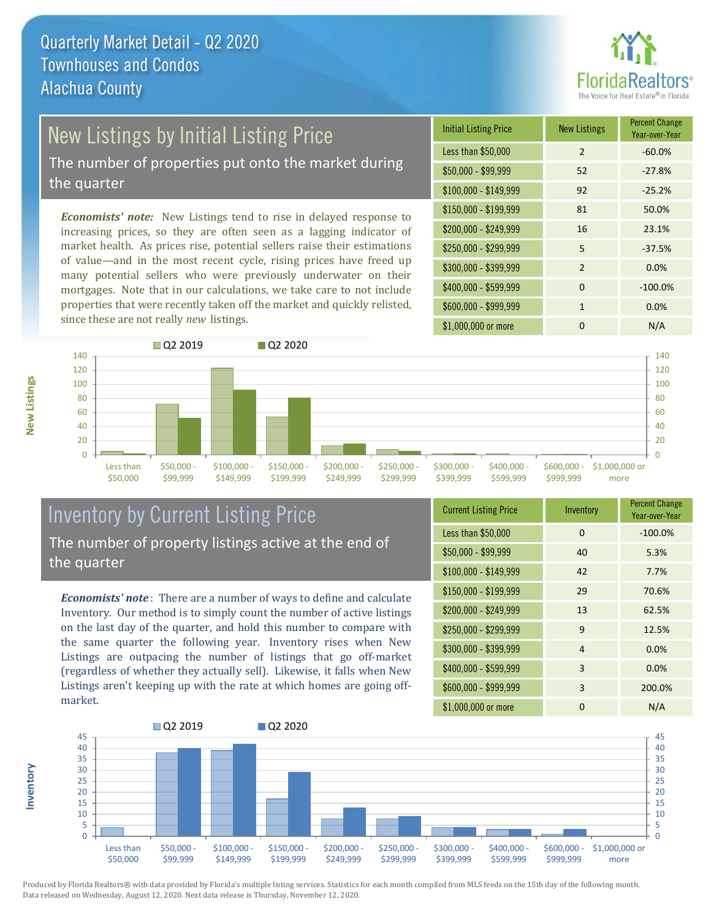# Quarterly Market Detail - Q2 2020
## Townhouses and Condos
## Alachua County

## New Listings by Initial Listing Price

The number of properties put onto the market during the quarter

*Economists' note:* New Listings tend to rise in delayed response to increasing prices, so they are often seen as a lagging indicator of market health. As prices rise, potential sellers raise their estimations of value—and in the most recent cycle, rising prices have freed up many potential sellers who were previously underwater on their mortgages. Note that in our calculations, we take care to not include properties that were recently taken off the market and quickly relisted, since these are not really *new* listings.

| Initial Listing Price | New Listings | Percent Change Year-over-Year |
|---|---|---|
| Less than $50,000 | 2 | -60.0% |
| $50,000 - $99,999 | 52 | -27.8% |
| $100,000 - $149,999 | 92 | -25.2% |
| $150,000 - $199,999 | 81 | 50.0% |
| $200,000 - $249,999 | 16 | 23.1% |
| $250,000 - $299,999 | 5 | -37.5% |
| $300,000 - $399,999 | 2 | 0.0% |
| $400,000 - $599,999 | 0 | -100.0% |
| $600,000 - $999,999 | 1 | 0.0% |
| $1,000,000 or more | 0 | N/A |

## Inventory by Current Listing Price

The number of property listings active at the end of the quarter

*Economists' note*: There are a number of ways to define and calculate Inventory. Our method is to simply count the number of active listings on the last day of the quarter, and hold this number to compare with the same quarter the following year. Inventory rises when New Listings are outpacing the number of listings that go off-market (regardless of whether they actually sell). Likewise, it falls when New Listings aren't keeping up with the rate at which homes are going off-market.

| Current Listing Price | Inventory | Percent Change Year-over-Year |
|---|---|---|
| Less than $50,000 | 0 | -100.0% |
| $50,000 - $99,999 | 40 | 5.3% |
| $100,000 - $149,999 | 42 | 7.7% |
| $150,000 - $199,999 | 29 | 70.6% |
| $200,000 - $249,999 | 13 | 62.5% |
| $250,000 - $299,999 | 9 | 12.5% |
| $300,000 - $399,999 | 4 | 0.0% |
| $400,000 - $599,999 | 3 | 0.0% |
| $600,000 - $999,999 | 3 | 200.0% |
| $1,000,000 or more | 0 | N/A |

Produced by Florida Realtors® with data provided by Florida's multiple listing services. Statistics for each month compiled from MLS feeds on the 15th day of the following month. Data released on Wednesday, August 12, 2020. Next data release is Thursday, November 12, 2020.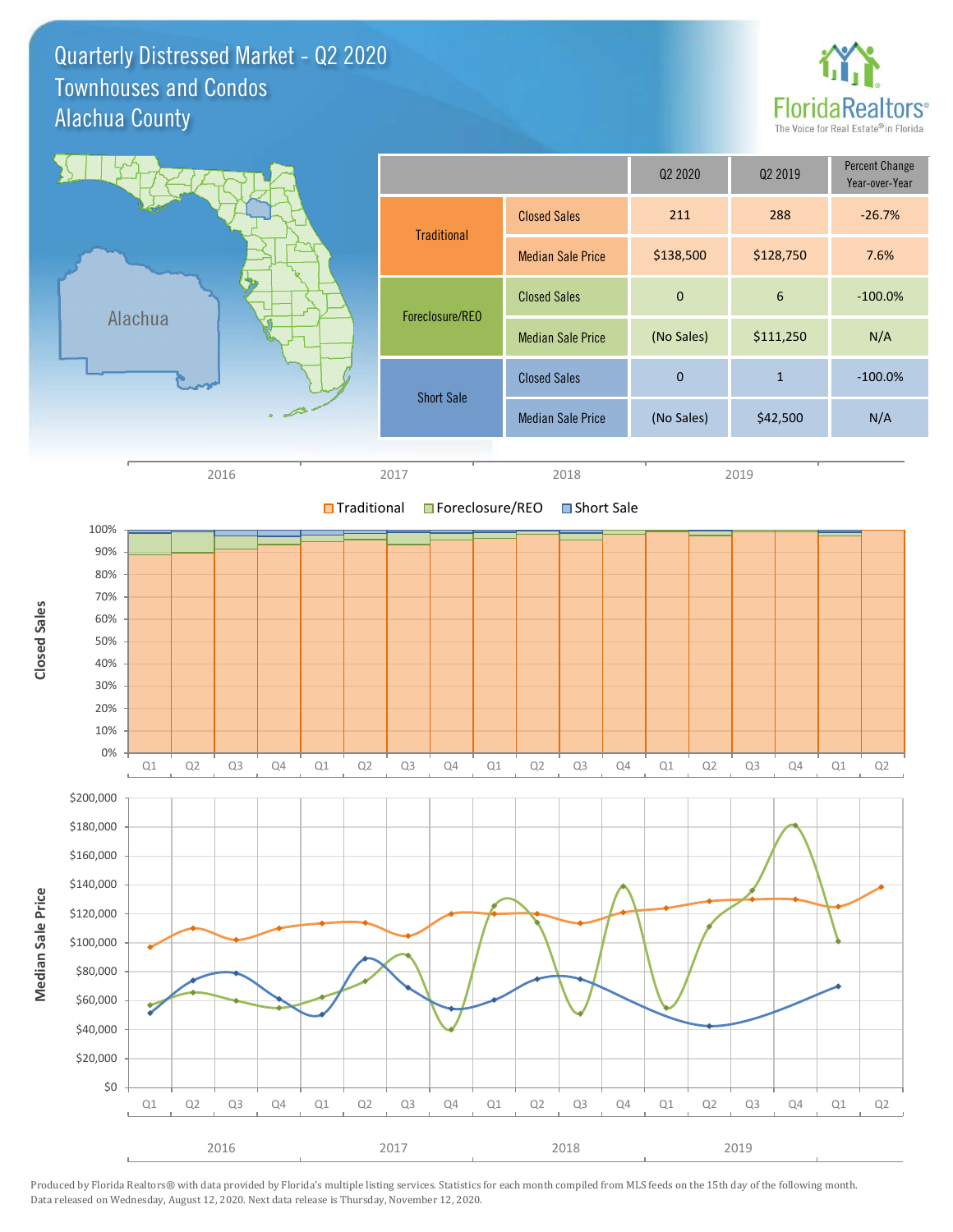# Quarterly Distressed Market - Q2 2020
## Townhouses and Condos
## Alachua County

| | | Q2 2020 | Q2 2019 | Percent Change Year-over-Year |
|---|---|---|---|---|
| Traditional | Closed Sales | 211 | 288 | -26.7% |
| | Median Sale Price | $138,500 | $128,750 | 7.6% |
| Foreclosure/REO | Closed Sales | 0 | 6 | -100.0% |
| | Median Sale Price | (No Sales) | $111,250 | N/A |
| Short Sale | Closed Sales | 0 | 1 | -100.0% |
| | Median Sale Price | (No Sales) | $42,500 | N/A |

Produced by Florida Realtors® with data provided by Florida's multiple listing services. Statistics for each month compiled from MLS feeds on the 15th day of the following month. Data released on Wednesday, August 12, 2020. Next data release is Thursday, November 12, 2020.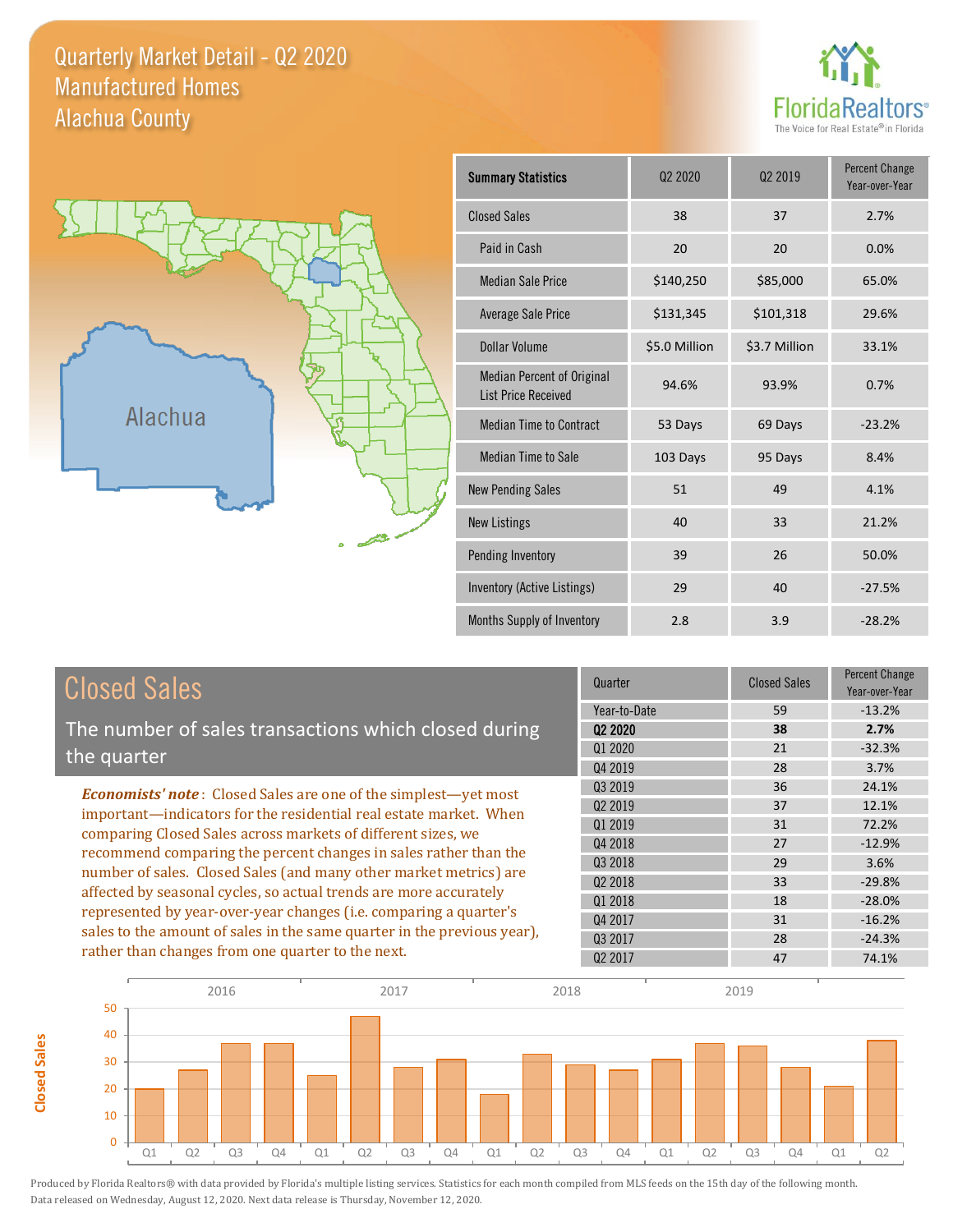# Quarterly Market Detail - Q2 2020
## Manufactured Homes
## Alachua County

| Summary Statistics | Q2 2020 | Q2 2019 | Percent Change Year-over-Year |
|---|---|---|---|
| Closed Sales | 38 | 37 | 2.7% |
| Paid in Cash | 20 | 20 | 0.0% |
| Median Sale Price | $140,250 | $85,000 | 65.0% |
| Average Sale Price | $131,345 | $101,318 | 29.6% |
| Dollar Volume | $5.0 Million | $3.7 Million | 33.1% |
| Median Percent of Original List Price Received | 94.6% | 93.9% | 0.7% |
| Median Time to Contract | 53 Days | 69 Days | -23.2% |
| Median Time to Sale | 103 Days | 95 Days | 8.4% |
| New Pending Sales | 51 | 49 | 4.1% |
| New Listings | 40 | 33 | 21.2% |
| Pending Inventory | 39 | 26 | 50.0% |
| Inventory (Active Listings) | 29 | 40 | -27.5% |
| Months Supply of Inventory | 2.8 | 3.9 | -28.2% |

## Closed Sales

The number of sales transactions which closed during the quarter

***Economists' note*** : Closed Sales are one of the simplest—yet most important—indicators for the residential real estate market. When comparing Closed Sales across markets of different sizes, we recommend comparing the percent changes in sales rather than the number of sales. Closed Sales (and many other market metrics) are affected by seasonal cycles, so actual trends are more accurately represented by year-over-year changes (i.e. comparing a quarter's sales to the amount of sales in the same quarter in the previous year), rather than changes from one quarter to the next.

| Quarter | Closed Sales | Percent Change Year-over-Year |
|---|---|---|
| Year-to-Date | 59 | -13.2% |
| **Q2 2020** | **38** | **2.7%** |
| Q1 2020 | 21 | -32.3% |
| Q4 2019 | 28 | 3.7% |
| Q3 2019 | 36 | 24.1% |
| Q2 2019 | 37 | 12.1% |
| Q1 2019 | 31 | 72.2% |
| Q4 2018 | 27 | -12.9% |
| Q3 2018 | 29 | 3.6% |
| Q2 2018 | 33 | -29.8% |
| Q1 2018 | 18 | -28.0% |
| Q4 2017 | 31 | -16.2% |
| Q3 2017 | 28 | -24.3% |
| Q2 2017 | 47 | 74.1% |

Produced by Florida Realtors® with data provided by Florida's multiple listing services. Statistics for each month compiled from MLS feeds on the 15th day of the following month. Data released on Wednesday, August 12, 2020. Next data release is Thursday, November 12, 2020.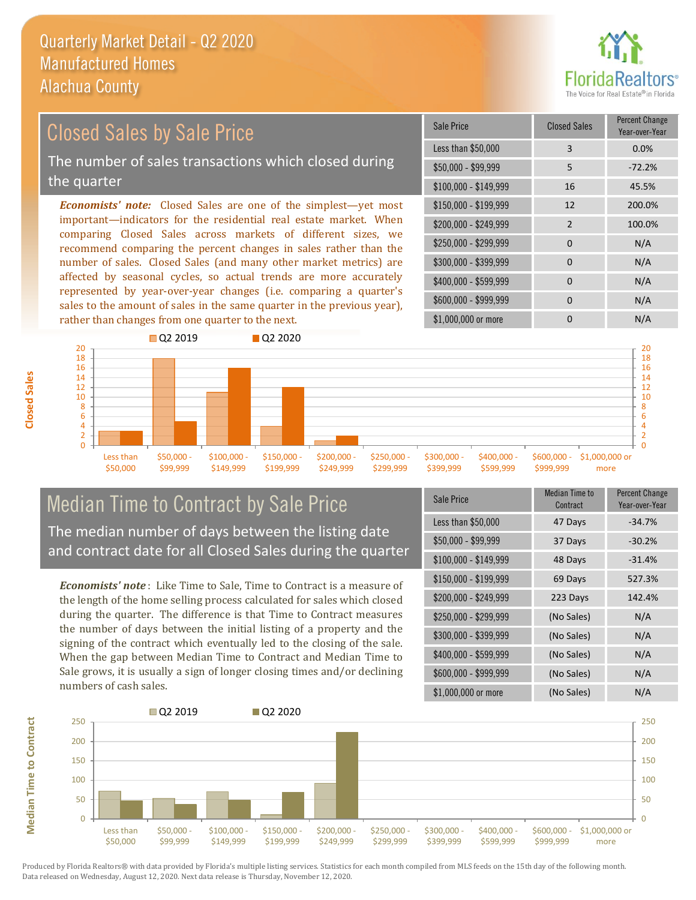# Quarterly Market Detail - Q2 2020
## Manufactured Homes
## Alachua County

## Closed Sales by Sale Price

The number of sales transactions which closed during the quarter

***Economists' note:*** Closed Sales are one of the simplest—yet most important—indicators for the residential real estate market. When comparing Closed Sales across markets of different sizes, we recommend comparing the percent changes in sales rather than the number of sales. Closed Sales (and many other market metrics) are affected by seasonal cycles, so actual trends are more accurately represented by year-over-year changes (i.e. comparing a quarter's sales to the amount of sales in the same quarter in the previous year), rather than changes from one quarter to the next.

| Sale Price | Closed Sales | Percent Change Year-over-Year |
|---|---|---|
| Less than $50,000 | 3 | 0.0% |
| $50,000 - $99,999 | 5 | -72.2% |
| $100,000 - $149,999 | 16 | 45.5% |
| $150,000 - $199,999 | 12 | 200.0% |
| $200,000 - $249,999 | 2 | 100.0% |
| $250,000 - $299,999 | 0 | N/A |
| $300,000 - $399,999 | 0 | N/A |
| $400,000 - $599,999 | 0 | N/A |
| $600,000 - $999,999 | 0 | N/A |
| $1,000,000 or more | 0 | N/A |

## Median Time to Contract by Sale Price

The median number of days between the listing date and contract date for all Closed Sales during the quarter

***Economists' note*** : Like Time to Sale, Time to Contract is a measure of the length of the home selling process calculated for sales which closed during the quarter. The difference is that Time to Contract measures the number of days between the initial listing of a property and the signing of the contract which eventually led to the closing of the sale. When the gap between Median Time to Contract and Median Time to Sale grows, it is usually a sign of longer closing times and/or declining numbers of cash sales.

| Sale Price | Median Time to Contract | Percent Change Year-over-Year |
|---|---|---|
| Less than $50,000 | 47 Days | -34.7% |
| $50,000 - $99,999 | 37 Days | -30.2% |
| $100,000 - $149,999 | 48 Days | -31.4% |
| $150,000 - $199,999 | 69 Days | 527.3% |
| $200,000 - $249,999 | 223 Days | 142.4% |
| $250,000 - $299,999 | (No Sales) | N/A |
| $300,000 - $399,999 | (No Sales) | N/A |
| $400,000 - $599,999 | (No Sales) | N/A |
| $600,000 - $999,999 | (No Sales) | N/A |
| $1,000,000 or more | (No Sales) | N/A |

Produced by Florida Realtors® with data provided by Florida's multiple listing services. Statistics for each month compiled from MLS feeds on the 15th day of the following month. Data released on Wednesday, August 12, 2020. Next data release is Thursday, November 12, 2020.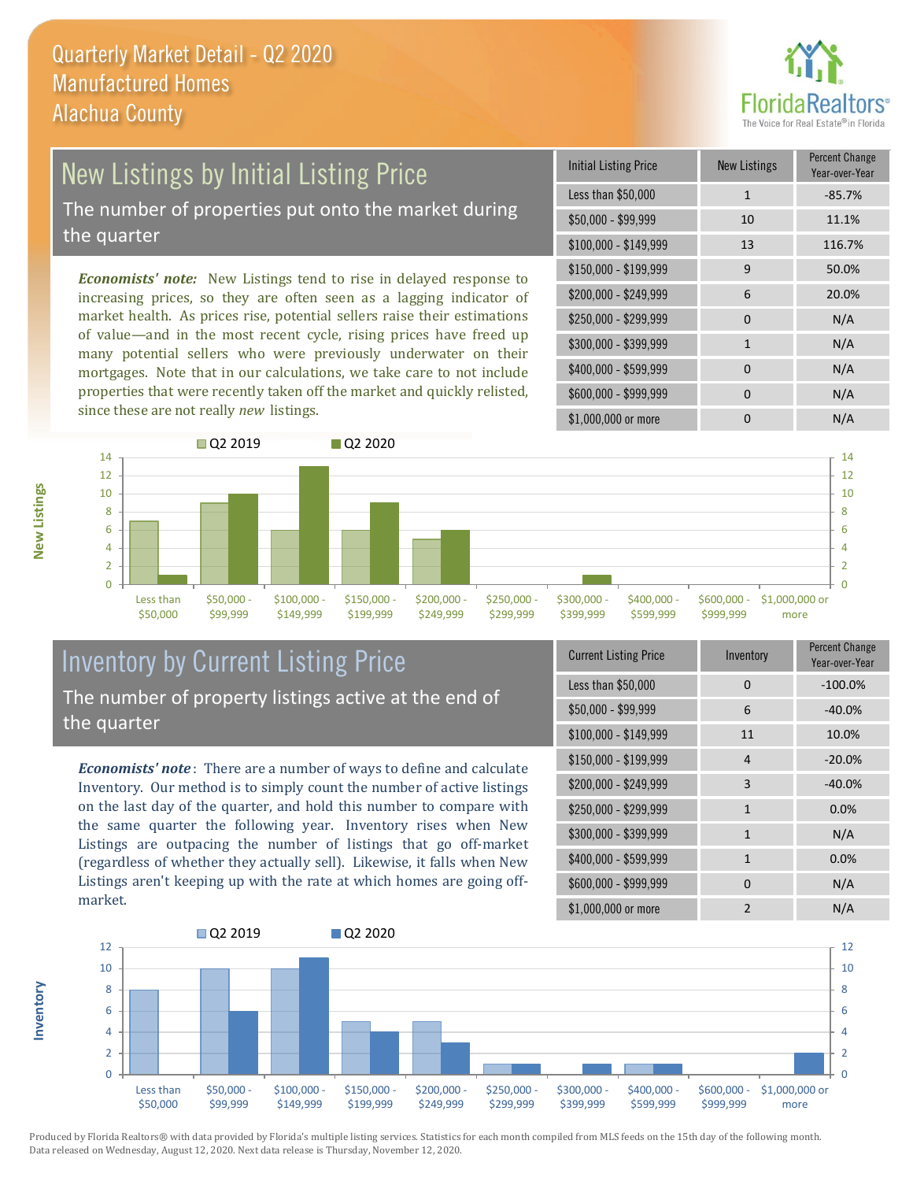# Quarterly Market Detail - Q2 2020
## Manufactured Homes
## Alachua County

## New Listings by Initial Listing Price

The number of properties put onto the market during the quarter

*Economists' note:* New Listings tend to rise in delayed response to increasing prices, so they are often seen as a lagging indicator of market health. As prices rise, potential sellers raise their estimations of value—and in the most recent cycle, rising prices have freed up many potential sellers who were previously underwater on their mortgages. Note that in our calculations, we take care to not include properties that were recently taken off the market and quickly relisted, since these are not really *new* listings.

| Initial Listing Price | New Listings | Percent Change Year-over-Year |
|---|---|---|
| Less than $50,000 | 1 | -85.7% |
| $50,000 - $99,999 | 10 | 11.1% |
| $100,000 - $149,999 | 13 | 116.7% |
| $150,000 - $199,999 | 9 | 50.0% |
| $200,000 - $249,999 | 6 | 20.0% |
| $250,000 - $299,999 | 0 | N/A |
| $300,000 - $399,999 | 1 | N/A |
| $400,000 - $599,999 | 0 | N/A |
| $600,000 - $999,999 | 0 | N/A |
| $1,000,000 or more | 0 | N/A |

## Inventory by Current Listing Price

The number of property listings active at the end of the quarter

*Economists' note*: There are a number of ways to define and calculate Inventory. Our method is to simply count the number of active listings on the last day of the quarter, and hold this number to compare with the same quarter the following year. Inventory rises when New Listings are outpacing the number of listings that go off-market (regardless of whether they actually sell). Likewise, it falls when New Listings aren't keeping up with the rate at which homes are going off-market.

| Current Listing Price | Inventory | Percent Change Year-over-Year |
|---|---|---|
| Less than $50,000 | 0 | -100.0% |
| $50,000 - $99,999 | 6 | -40.0% |
| $100,000 - $149,999 | 11 | 10.0% |
| $150,000 - $199,999 | 4 | -20.0% |
| $200,000 - $249,999 | 3 | -40.0% |
| $250,000 - $299,999 | 1 | 0.0% |
| $300,000 - $399,999 | 1 | N/A |
| $400,000 - $599,999 | 1 | 0.0% |
| $600,000 - $999,999 | 0 | N/A |
| $1,000,000 or more | 2 | N/A |

Produced by Florida Realtors® with data provided by Florida's multiple listing services. Statistics for each month compiled from MLS feeds on the 15th day of the following month. Data released on Wednesday, August 12, 2020. Next data release is Thursday, November 12, 2020.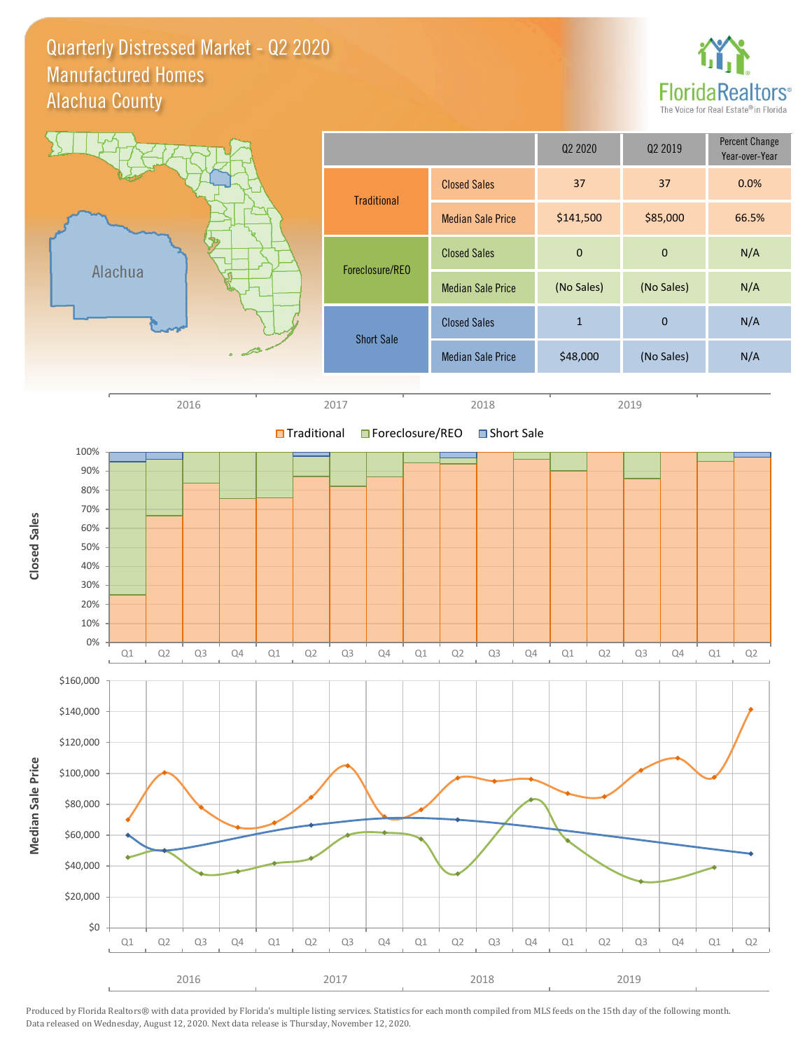# Quarterly Distressed Market - Q2 2020
## Manufactured Homes
## Alachua County

FloridaRealtors®
The Voice for Real Estate® in Florida

Alachua

| | | Q2 2020 | Q2 2019 | Percent Change Year-over-Year |
|---|---|---|---|---|
| Traditional | Closed Sales | 37 | 37 | 0.0% |
| | Median Sale Price | $141,500 | $85,000 | 66.5% |
| Foreclosure/REO | Closed Sales | 0 | 0 | N/A |
| | Median Sale Price | (No Sales) | (No Sales) | N/A |
| Short Sale | Closed Sales | 1 | 0 | N/A |
| | Median Sale Price | $48,000 | (No Sales) | N/A |

2016 2017 2018 2019

Traditional Foreclosure/REO Short Sale

Closed Sales

100% 90% 80% 70% 60% 50% 40% 30% 20% 10% 0%

Q1 Q2 Q3 Q4 Q1 Q2 Q3 Q4 Q1 Q2 Q3 Q4 Q1 Q2 Q3 Q4 Q1 Q2

Median Sale Price

$160,000 $140,000 $120,000 $100,000 $80,000 $60,000 $40,000 $20,000 $0

Q1 Q2 Q3 Q4 Q1 Q2 Q3 Q4 Q1 Q2 Q3 Q4 Q1 Q2 Q3 Q4 Q1 Q2

2016 2017 2018 2019

Produced by Florida Realtors® with data provided by Florida's multiple listing services. Statistics for each month compiled from MLS feeds on the 15th day of the following month.
Data released on Wednesday, August 12, 2020. Next data release is Thursday, November 12, 2020.